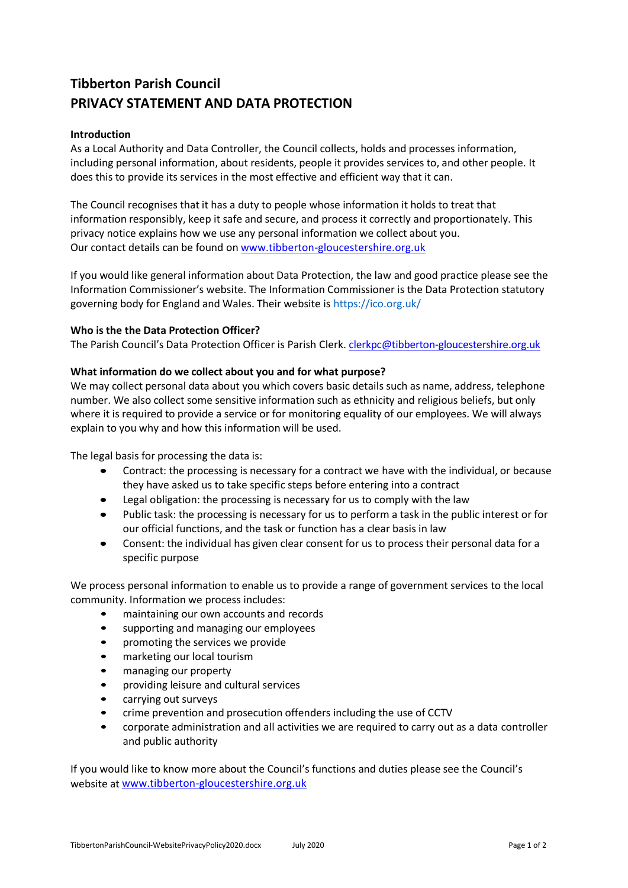# Tibberton Parish Council
# PRIVACY STATEMENT AND DATA PROTECTION

**Introduction**

As a Local Authority and Data Controller, the Council collects, holds and processes information, including personal information, about residents, people it provides services to, and other people. It does this to provide its services in the most effective and efficient way that it can.

The Council recognises that it has a duty to people whose information it holds to treat that information responsibly, keep it safe and secure, and process it correctly and proportionately. This privacy notice explains how we use any personal information we collect about you.
Our contact details can be found on www.tibberton-gloucestershire.org.uk

If you would like general information about Data Protection, the law and good practice please see the Information Commissioner's website. The Information Commissioner is the Data Protection statutory governing body for England and Wales. Their website is https://ico.org.uk/

**Who is the the Data Protection Officer?**

The Parish Council's Data Protection Officer is Parish Clerk. clerkpc@tibberton-gloucestershire.org.uk

**What information do we collect about you and for what purpose?**

We may collect personal data about you which covers basic details such as name, address, telephone number. We also collect some sensitive information such as ethnicity and religious beliefs, but only where it is required to provide a service or for monitoring equality of our employees. We will always explain to you why and how this information will be used.

The legal basis for processing the data is:

- Contract: the processing is necessary for a contract we have with the individual, or because they have asked us to take specific steps before entering into a contract
- Legal obligation: the processing is necessary for us to comply with the law
- Public task: the processing is necessary for us to perform a task in the public interest or for our official functions, and the task or function has a clear basis in law
- Consent: the individual has given clear consent for us to process their personal data for a specific purpose

We process personal information to enable us to provide a range of government services to the local community. Information we process includes:

- maintaining our own accounts and records
- supporting and managing our employees
- promoting the services we provide
- marketing our local tourism
- managing our property
- providing leisure and cultural services
- carrying out surveys
- crime prevention and prosecution offenders including the use of CCTV
- corporate administration and all activities we are required to carry out as a data controller and public authority

If you would like to know more about the Council's functions and duties please see the Council's website at www.tibberton-gloucestershire.org.uk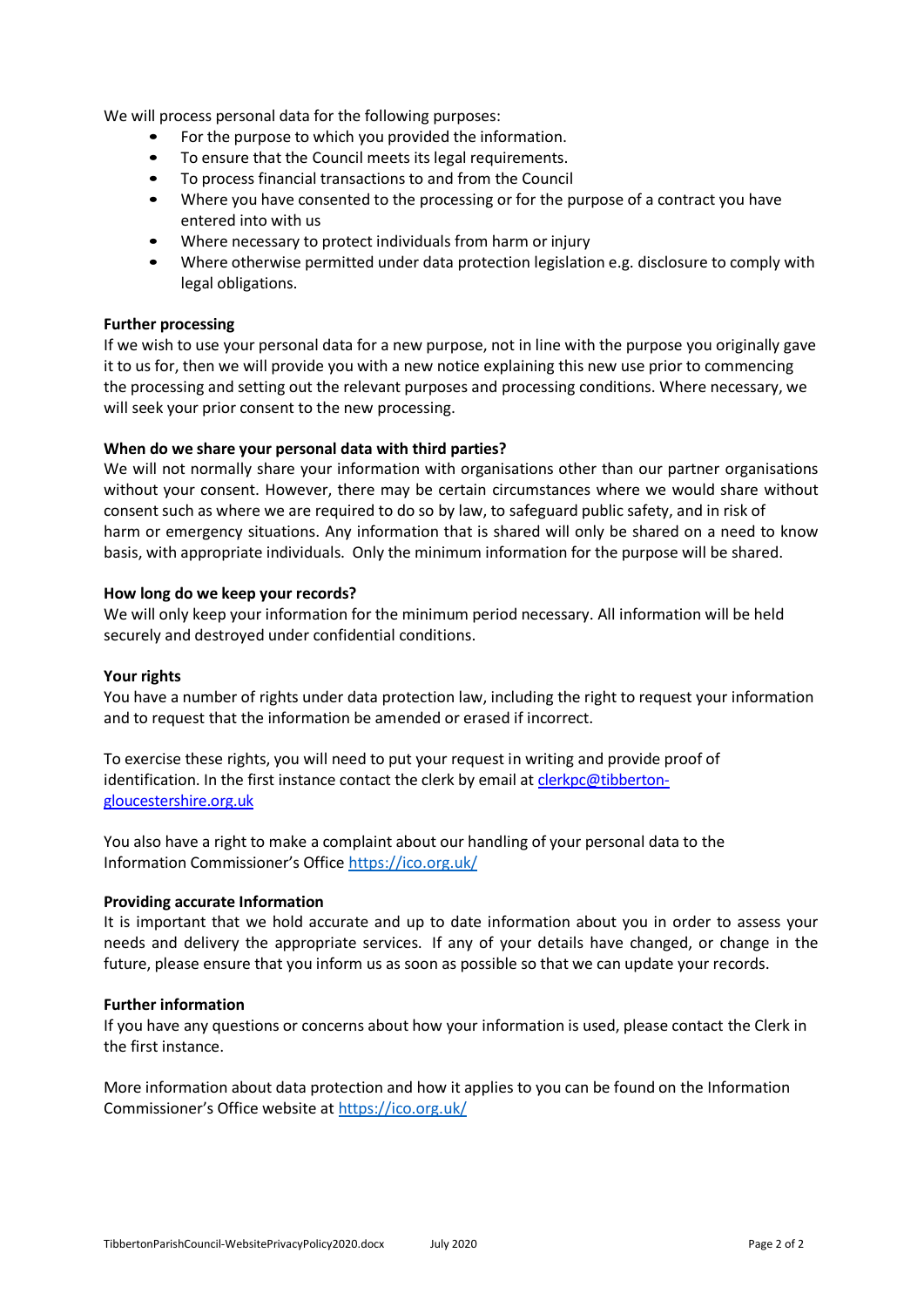We will process personal data for the following purposes:

- For the purpose to which you provided the information.
- To ensure that the Council meets its legal requirements.
- To process financial transactions to and from the Council
- Where you have consented to the processing or for the purpose of a contract you have entered into with us
- Where necessary to protect individuals from harm or injury
- Where otherwise permitted under data protection legislation e.g. disclosure to comply with legal obligations.

**Further processing**

If we wish to use your personal data for a new purpose, not in line with the purpose you originally gave it to us for, then we will provide you with a new notice explaining this new use prior to commencing the processing and setting out the relevant purposes and processing conditions. Where necessary, we will seek your prior consent to the new processing.

**When do we share your personal data with third parties?**

We will not normally share your information with organisations other than our partner organisations without your consent. However, there may be certain circumstances where we would share without consent such as where we are required to do so by law, to safeguard public safety, and in risk of harm or emergency situations. Any information that is shared will only be shared on a need to know basis, with appropriate individuals. Only the minimum information for the purpose will be shared.

**How long do we keep your records?**

We will only keep your information for the minimum period necessary. All information will be held securely and destroyed under confidential conditions.

**Your rights**

You have a number of rights under data protection law, including the right to request your information and to request that the information be amended or erased if incorrect.

To exercise these rights, you will need to put your request in writing and provide proof of identification. In the first instance contact the clerk by email at [clerkpc@tibberton-gloucestershire.org.uk](mailto:clerkpc@tibberton-gloucestershire.org.uk)

You also have a right to make a complaint about our handling of your personal data to the Information Commissioner's Office [https://ico.org.uk/](https://ico.org.uk/)

**Providing accurate Information**

It is important that we hold accurate and up to date information about you in order to assess your needs and delivery the appropriate services. If any of your details have changed, or change in the future, please ensure that you inform us as soon as possible so that we can update your records.

**Further information**

If you have any questions or concerns about how your information is used, please contact the Clerk in the first instance.

More information about data protection and how it applies to you can be found on the Information Commissioner's Office website at [https://ico.org.uk/](https://ico.org.uk/)